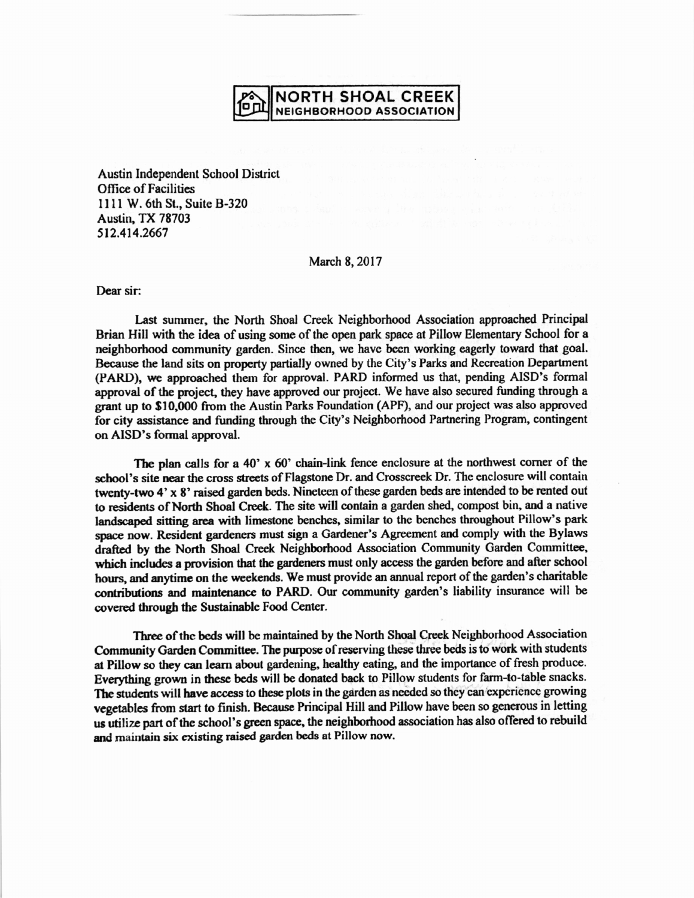**NORTH SHOAL CREEK**
**NEIGHBORHOOD ASSOCIATION**

Austin Independent School District
Office of Facilities
1111 W. 6th St., Suite B-320
Austin, TX 78703
512.414.2667

March 8, 2017

Dear sir:

Last summer, the North Shoal Creek Neighborhood Association approached Principal Brian Hill with the idea of using some of the open park space at Pillow Elementary School for a neighborhood community garden. Since then, we have been working eagerly toward that goal. Because the land sits on property partially owned by the City's Parks and Recreation Department (PARD), we approached them for approval. PARD informed us that, pending AISD's formal approval of the project, they have approved our project. We have also secured funding through a grant up to $10,000 from the Austin Parks Foundation (APF), and our project was also approved for city assistance and funding through the City's Neighborhood Partnering Program, contingent on AISD's formal approval.

The plan calls for a 40' x 60' chain-link fence enclosure at the northwest corner of the school's site near the cross streets of Flagstone Dr. and Crosscreek Dr. The enclosure will contain twenty-two 4' x 8' raised garden beds. Nineteen of these garden beds are intended to be rented out to residents of North Shoal Creek. The site will contain a garden shed, compost bin, and a native landscaped sitting area with limestone benches, similar to the benches throughout Pillow's park space now. Resident gardeners must sign a Gardener's Agreement and comply with the Bylaws drafted by the North Shoal Creek Neighborhood Association Community Garden Committee, which includes a provision that the gardeners must only access the garden before and after school hours, and anytime on the weekends. We must provide an annual report of the garden's charitable contributions and maintenance to PARD. Our community garden's liability insurance will be covered through the Sustainable Food Center.

Three of the beds will be maintained by the North Shoal Creek Neighborhood Association Community Garden Committee. The purpose of reserving these three beds is to work with students at Pillow so they can learn about gardening, healthy eating, and the importance of fresh produce. Everything grown in these beds will be donated back to Pillow students for farm-to-table snacks. The students will have access to these plots in the garden as needed so they can experience growing vegetables from start to finish. Because Principal Hill and Pillow have been so generous in letting us utilize part of the school's green space, the neighborhood association has also offered to rebuild and maintain six existing raised garden beds at Pillow now.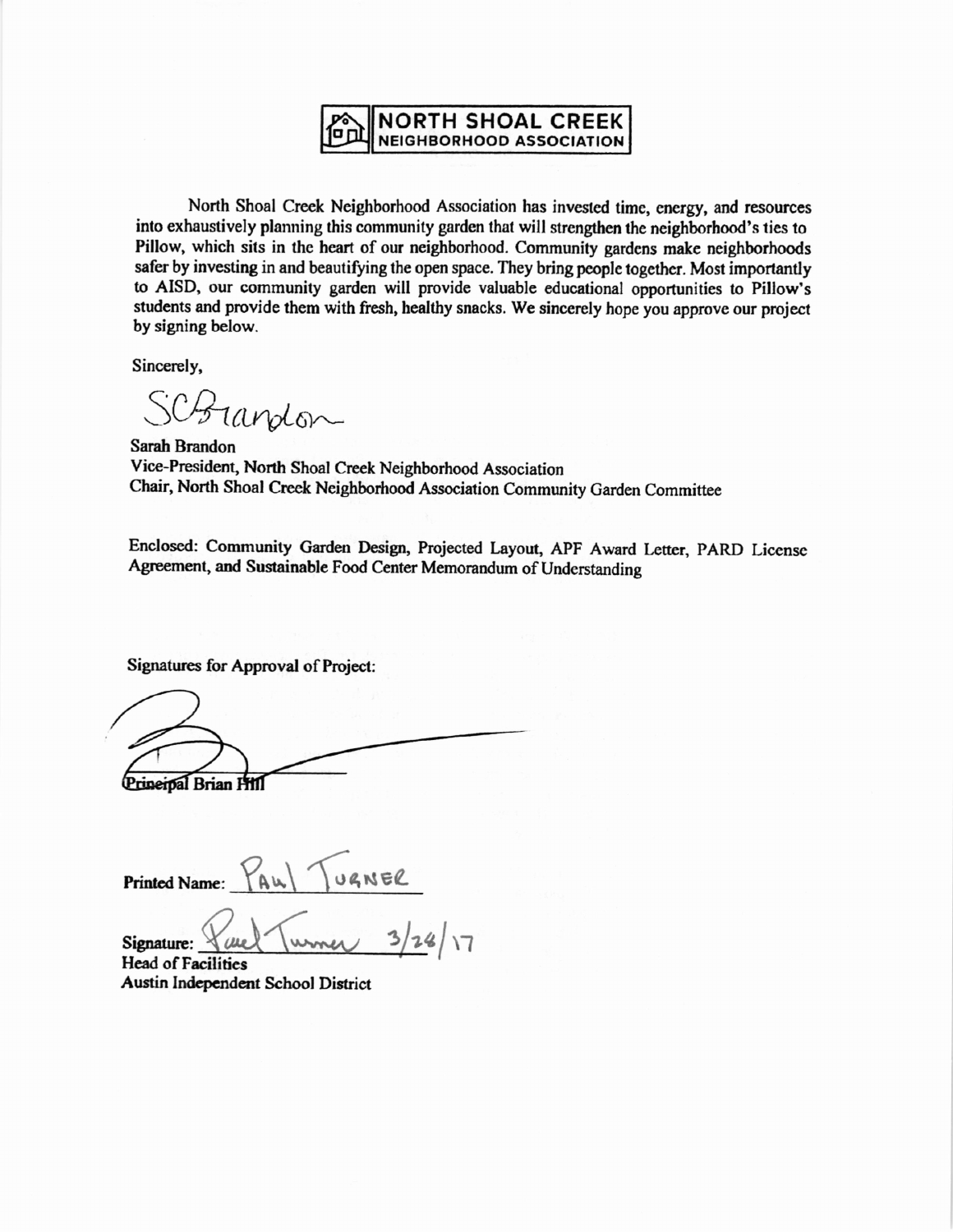**NORTH SHOAL CREEK NEIGHBORHOOD ASSOCIATION**

North Shoal Creek Neighborhood Association has invested time, energy, and resources into exhaustively planning this community garden that will strengthen the neighborhood's ties to Pillow, which sits in the heart of our neighborhood. Community gardens make neighborhoods safer by investing in and beautifying the open space. They bring people together. Most importantly to AISD, our community garden will provide valuable educational opportunities to Pillow's students and provide them with fresh, healthy snacks. We sincerely hope you approve our project by signing below.

Sincerely,

SCBrandon

Sarah Brandon
Vice-President, North Shoal Creek Neighborhood Association
Chair, North Shoal Creek Neighborhood Association Community Garden Committee

Enclosed: Community Garden Design, Projected Layout, APF Award Letter, PARD License Agreement, and Sustainable Food Center Memorandum of Understanding

Signatures for Approval of Project:

~~Principal Brian Hill~~

Printed Name: PAUL TURNER

Signature: Paul Turner 3/28/17
Head of Facilities
Austin Independent School District